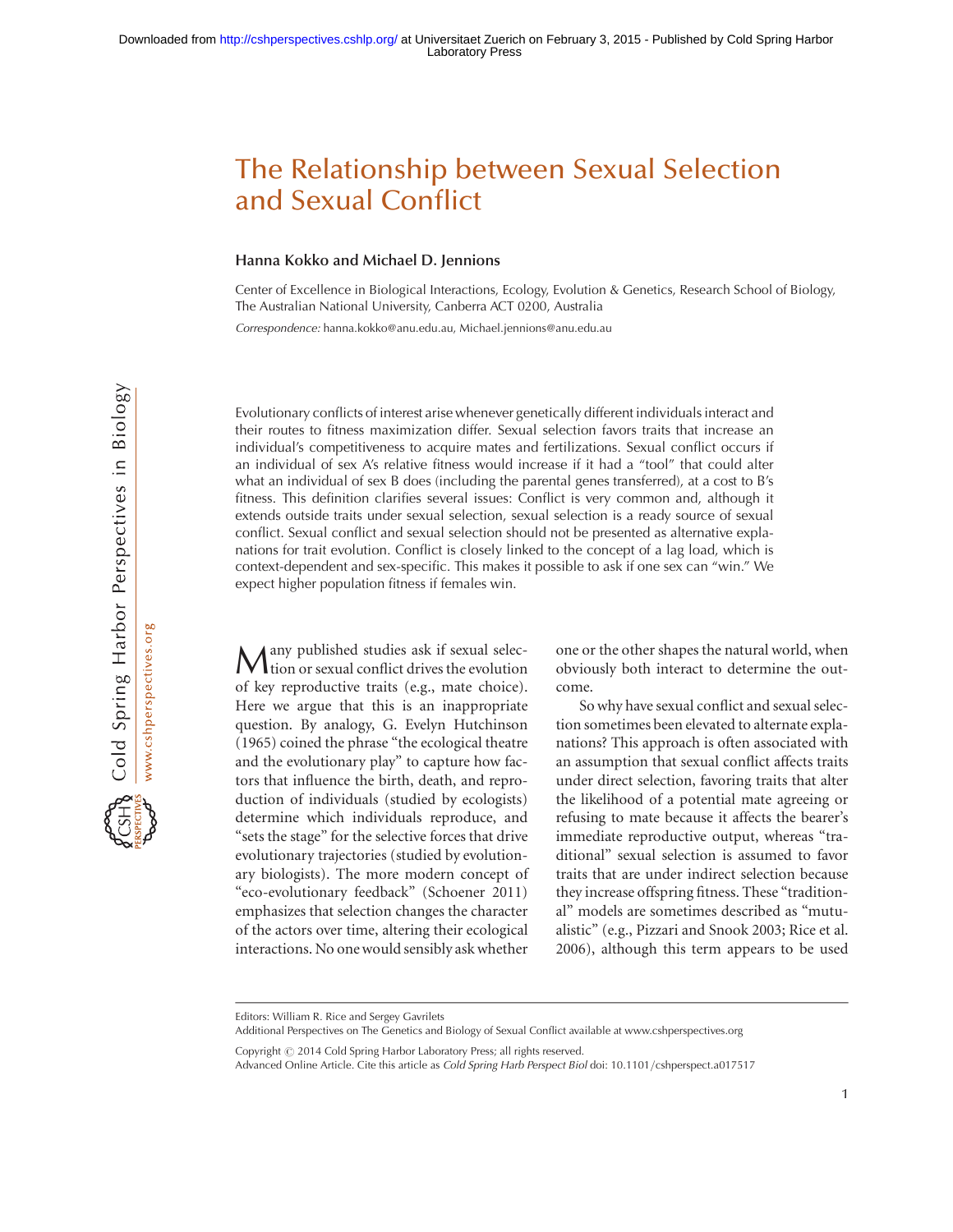# The Relationship between Sexual Selection and Sexual Conflict

**Hanna Kokko and Michael D. Jennions**

Center of Excellence in Biological Interactions, Ecology, Evolution & Genetics, Research School of Biology, The Australian National University, Canberra ACT 0200, Australia

*Correspondence:* hanna.kokko@anu.edu.au, Michael.jennions@anu.edu.au

Evolutionary conflicts of interest arise whenever genetically different individuals interact and their routes to fitness maximization differ. Sexual selection favors traits that increase an individual's competitiveness to acquire mates and fertilizations. Sexual conflict occurs if an individual of sex A's relative fitness would increase if it had a "tool" that could alter what an individual of sex B does (including the parental genes transferred), at a cost to B's fitness. This definition clarifies several issues: Conflict is very common and, although it extends outside traits under sexual selection, sexual selection is a ready source of sexual conflict. Sexual conflict and sexual selection should not be presented as alternative explanations for trait evolution. Conflict is closely linked to the concept of a lag load, which is context-dependent and sex-specific. This makes it possible to ask if one sex can "win." We expect higher population fitness if females win.

Many published studies ask if sexual selection or sexual conflict drives the evolution of key reproductive traits (e.g., mate choice). Here we argue that this is an inappropriate question. By analogy, G. Evelyn Hutchinson (1965) coined the phrase "the ecological theatre and the evolutionary play" to capture how factors that influence the birth, death, and reproduction of individuals (studied by ecologists) determine which individuals reproduce, and "sets the stage" for the selective forces that drive evolutionary trajectories (studied by evolutionary biologists). The more modern concept of "eco-evolutionary feedback" (Schoener 2011) emphasizes that selection changes the character of the actors over time, altering their ecological interactions. No one would sensibly ask whether one or the other shapes the natural world, when obviously both interact to determine the outcome.

So why have sexual conflict and sexual selection sometimes been elevated to alternate explanations? This approach is often associated with an assumption that sexual conflict affects traits under direct selection, favoring traits that alter the likelihood of a potential mate agreeing or refusing to mate because it affects the bearer's immediate reproductive output, whereas "traditional" sexual selection is assumed to favor traits that are under indirect selection because they increase offspring fitness. These "traditional" models are sometimes described as "mutualistic" (e.g., Pizzari and Snook 2003; Rice et al. 2006), although this term appears to be used

Editors: William R. Rice and Sergey Gavrilets

Additional Perspectives on The Genetics and Biology of Sexual Conflict available at www.cshperspectives.org

Copyright © 2014 Cold Spring Harbor Laboratory Press; all rights reserved.

Advanced Online Article. Cite this article as *Cold Spring Harb Perspect Biol* doi: 10.1101/cshperspect.a017517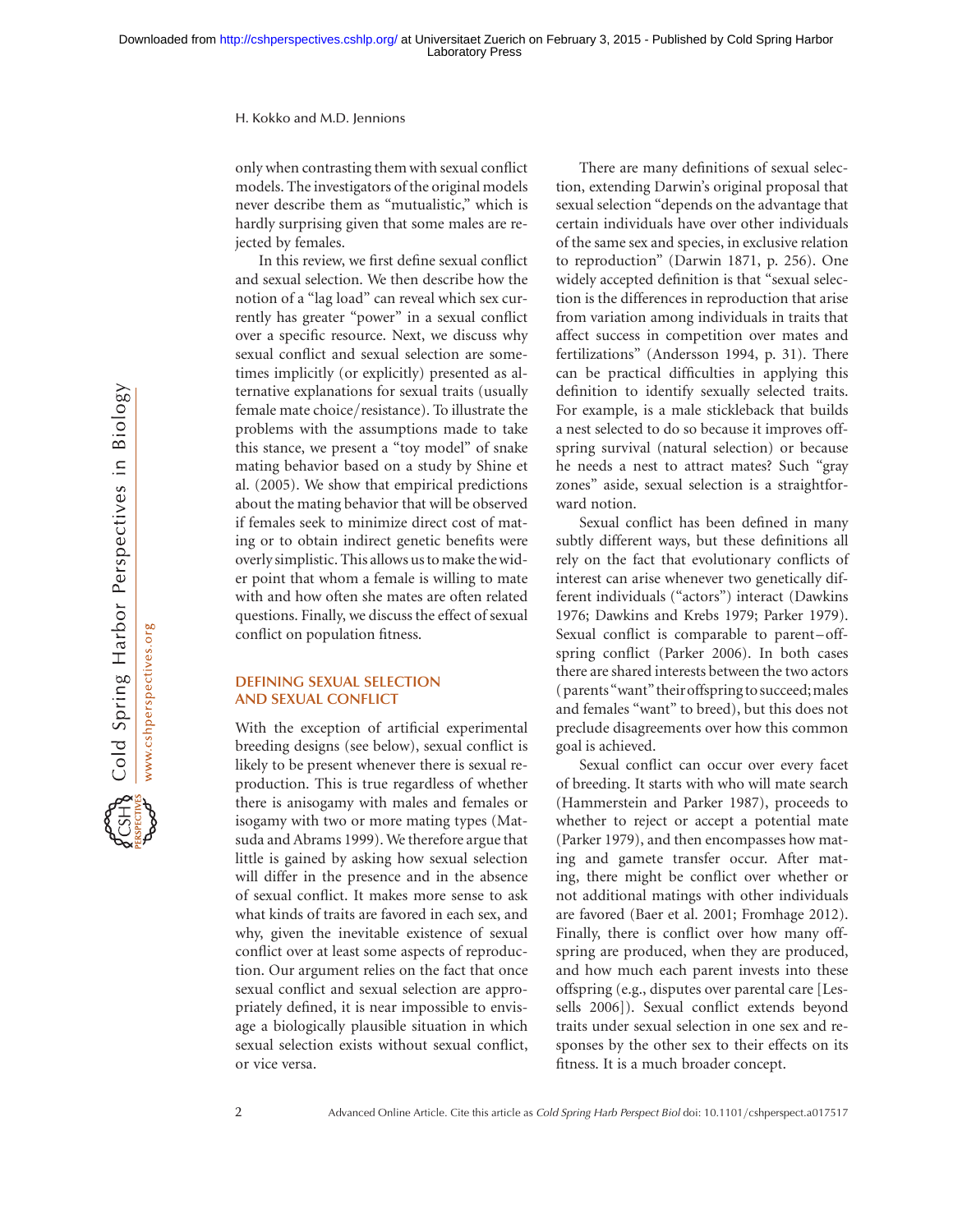only when contrasting them with sexual conflict models. The investigators of the original models never describe them as "mutualistic," which is hardly surprising given that some males are rejected by females.

In this review, we first define sexual conflict and sexual selection. We then describe how the notion of a "lag load" can reveal which sex currently has greater "power" in a sexual conflict over a specific resource. Next, we discuss why sexual conflict and sexual selection are sometimes implicitly (or explicitly) presented as alternative explanations for sexual traits (usually female mate choice/resistance). To illustrate the problems with the assumptions made to take this stance, we present a "toy model" of snake mating behavior based on a study by Shine et al. (2005). We show that empirical predictions about the mating behavior that will be observed if females seek to minimize direct cost of mating or to obtain indirect genetic benefits were overly simplistic. This allows us to make the wider point that whom a female is willing to mate with and how often she mates are often related questions. Finally, we discuss the effect of sexual conflict on population fitness.

## DEFINING SEXUAL SELECTION AND SEXUAL CONFLICT

With the exception of artificial experimental breeding designs (see below), sexual conflict is likely to be present whenever there is sexual reproduction. This is true regardless of whether there is anisogamy with males and females or isogamy with two or more mating types (Matsuda and Abrams 1999). We therefore argue that little is gained by asking how sexual selection will differ in the presence and in the absence of sexual conflict. It makes more sense to ask what kinds of traits are favored in each sex, and why, given the inevitable existence of sexual conflict over at least some aspects of reproduction. Our argument relies on the fact that once sexual conflict and sexual selection are appropriately defined, it is near impossible to envisage a biologically plausible situation in which sexual selection exists without sexual conflict, or vice versa.

There are many definitions of sexual selection, extending Darwin's original proposal that sexual selection "depends on the advantage that certain individuals have over other individuals of the same sex and species, in exclusive relation to reproduction" (Darwin 1871, p. 256). One widely accepted definition is that "sexual selection is the differences in reproduction that arise from variation among individuals in traits that affect success in competition over mates and fertilizations" (Andersson 1994, p. 31). There can be practical difficulties in applying this definition to identify sexually selected traits. For example, is a male stickleback that builds a nest selected to do so because it improves offspring survival (natural selection) or because he needs a nest to attract mates? Such "gray zones" aside, sexual selection is a straightforward notion.

Sexual conflict has been defined in many subtly different ways, but these definitions all rely on the fact that evolutionary conflicts of interest can arise whenever two genetically different individuals ("actors") interact (Dawkins 1976; Dawkins and Krebs 1979; Parker 1979). Sexual conflict is comparable to parent–offspring conflict (Parker 2006). In both cases there are shared interests between the two actors (parents "want" their offspring to succeed; males and females "want" to breed), but this does not preclude disagreements over how this common goal is achieved.

Sexual conflict can occur over every facet of breeding. It starts with who will mate search (Hammerstein and Parker 1987), proceeds to whether to reject or accept a potential mate (Parker 1979), and then encompasses how mating and gamete transfer occur. After mating, there might be conflict over whether or not additional matings with other individuals are favored (Baer et al. 2001; Fromhage 2012). Finally, there is conflict over how many offspring are produced, when they are produced, and how much each parent invests into these offspring (e.g., disputes over parental care [Lessells 2006]). Sexual conflict extends beyond traits under sexual selection in one sex and responses by the other sex to their effects on its fitness. It is a much broader concept.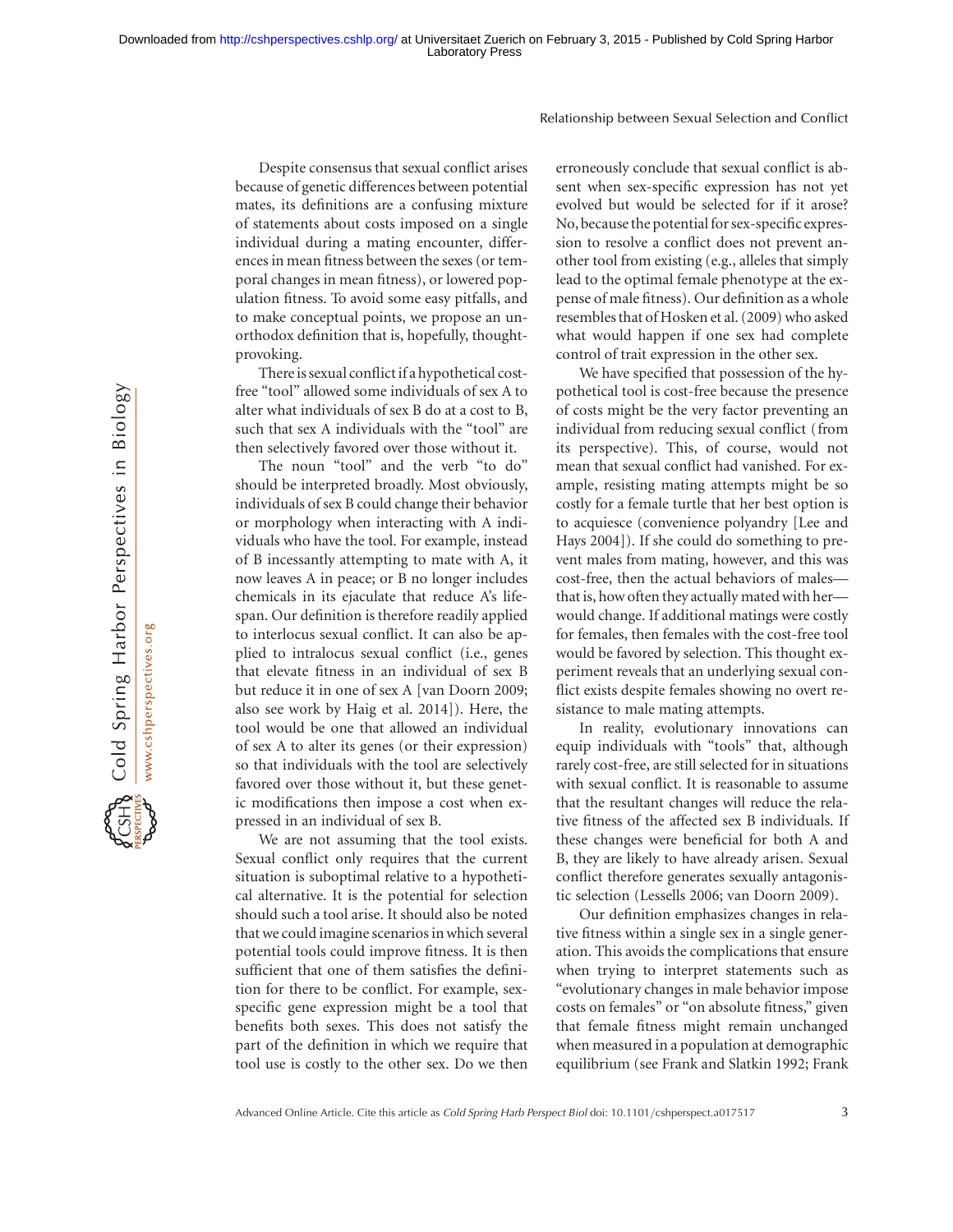Despite consensus that sexual conflict arises because of genetic differences between potential mates, its definitions are a confusing mixture of statements about costs imposed on a single individual during a mating encounter, differences in mean fitness between the sexes (or temporal changes in mean fitness), or lowered population fitness. To avoid some easy pitfalls, and to make conceptual points, we propose an unorthodox definition that is, hopefully, thought-provoking.

There is sexual conflict if a hypothetical cost-free "tool" allowed some individuals of sex A to alter what individuals of sex B do at a cost to B, such that sex A individuals with the "tool" are then selectively favored over those without it.

The noun "tool" and the verb "to do" should be interpreted broadly. Most obviously, individuals of sex B could change their behavior or morphology when interacting with A individuals who have the tool. For example, instead of B incessantly attempting to mate with A, it now leaves A in peace; or B no longer includes chemicals in its ejaculate that reduce A's lifespan. Our definition is therefore readily applied to interlocus sexual conflict. It can also be applied to intralocus sexual conflict (i.e., genes that elevate fitness in an individual of sex B but reduce it in one of sex A [van Doorn 2009; also see work by Haig et al. 2014]). Here, the tool would be one that allowed an individual of sex A to alter its genes (or their expression) so that individuals with the tool are selectively favored over those without it, but these genetic modifications then impose a cost when expressed in an individual of sex B.

We are not assuming that the tool exists. Sexual conflict only requires that the current situation is suboptimal relative to a hypothetical alternative. It is the potential for selection should such a tool arise. It should also be noted that we could imagine scenarios in which several potential tools could improve fitness. It is then sufficient that one of them satisfies the definition for there to be conflict. For example, sex-specific gene expression might be a tool that benefits both sexes. This does not satisfy the part of the definition in which we require that tool use is costly to the other sex. Do we then erroneously conclude that sexual conflict is absent when sex-specific expression has not yet evolved but would be selected for if it arose? No, because the potential for sex-specific expression to resolve a conflict does not prevent another tool from existing (e.g., alleles that simply lead to the optimal female phenotype at the expense of male fitness). Our definition as a whole resembles that of Hosken et al. (2009) who asked what would happen if one sex had complete control of trait expression in the other sex.

We have specified that possession of the hypothetical tool is cost-free because the presence of costs might be the very factor preventing an individual from reducing sexual conflict (from its perspective). This, of course, would not mean that sexual conflict had vanished. For example, resisting mating attempts might be so costly for a female turtle that her best option is to acquiesce (convenience polyandry [Lee and Hays 2004]). If she could do something to prevent males from mating, however, and this was cost-free, then the actual behaviors of males—that is, how often they actually mated with her—would change. If additional matings were costly for females, then females with the cost-free tool would be favored by selection. This thought experiment reveals that an underlying sexual conflict exists despite females showing no overt resistance to male mating attempts.

In reality, evolutionary innovations can equip individuals with "tools" that, although rarely cost-free, are still selected for in situations with sexual conflict. It is reasonable to assume that the resultant changes will reduce the relative fitness of the affected sex B individuals. If these changes were beneficial for both A and B, they are likely to have already arisen. Sexual conflict therefore generates sexually antagonistic selection (Lessells 2006; van Doorn 2009).

Our definition emphasizes changes in relative fitness within a single sex in a single generation. This avoids the complications that ensure when trying to interpret statements such as "evolutionary changes in male behavior impose costs on females" or "on absolute fitness," given that female fitness might remain unchanged when measured in a population at demographic equilibrium (see Frank and Slatkin 1992; Frank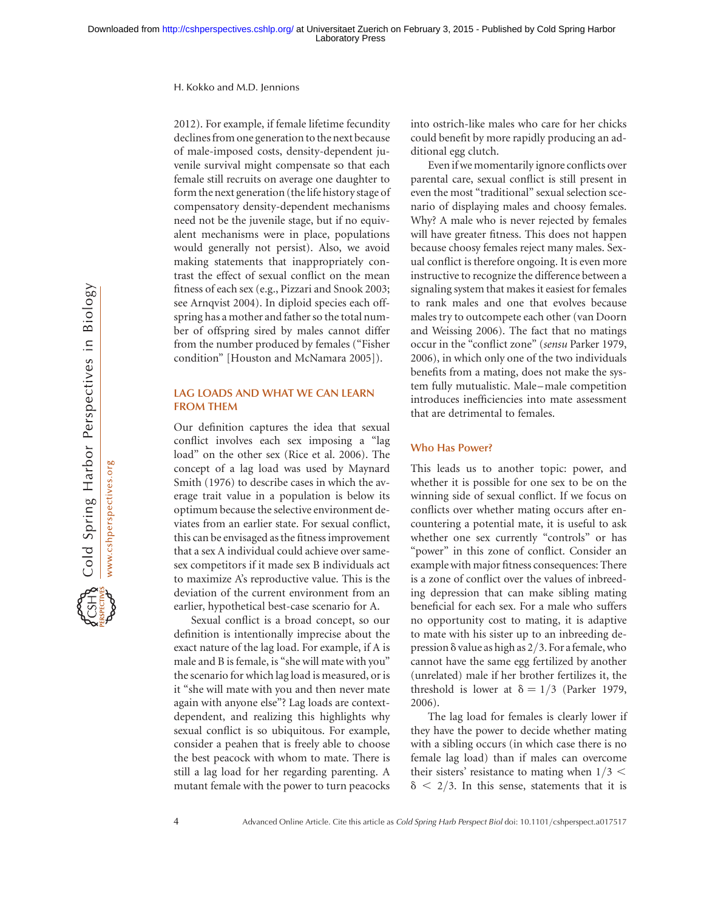2012). For example, if female lifetime fecundity declines from one generation to the next because of male-imposed costs, density-dependent juvenile survival might compensate so that each female still recruits on average one daughter to form the next generation (the life history stage of compensatory density-dependent mechanisms need not be the juvenile stage, but if no equivalent mechanisms were in place, populations would generally not persist). Also, we avoid making statements that inappropriately contrast the effect of sexual conflict on the mean fitness of each sex (e.g., Pizzari and Snook 2003; see Arnqvist 2004). In diploid species each offspring has a mother and father so the total number of offspring sired by males cannot differ from the number produced by females ("Fisher condition" [Houston and McNamara 2005]).

## LAG LOADS AND WHAT WE CAN LEARN FROM THEM

Our definition captures the idea that sexual conflict involves each sex imposing a "lag load" on the other sex (Rice et al. 2006). The concept of a lag load was used by Maynard Smith (1976) to describe cases in which the average trait value in a population is below its optimum because the selective environment deviates from an earlier state. For sexual conflict, this can be envisaged as the fitness improvement that a sex A individual could achieve over same-sex competitors if it made sex B individuals act to maximize A's reproductive value. This is the deviation of the current environment from an earlier, hypothetical best-case scenario for A.

Sexual conflict is a broad concept, so our definition is intentionally imprecise about the exact nature of the lag load. For example, if A is male and B is female, is "she will mate with you" the scenario for which lag load is measured, or is it "she will mate with you and then never mate again with anyone else"? Lag loads are context-dependent, and realizing this highlights why sexual conflict is so ubiquitous. For example, consider a peahen that is freely able to choose the best peacock with whom to mate. There is still a lag load for her regarding parenting. A mutant female with the power to turn peacocks into ostrich-like males who care for her chicks could benefit by more rapidly producing an additional egg clutch.

Even if we momentarily ignore conflicts over parental care, sexual conflict is still present in even the most "traditional" sexual selection scenario of displaying males and choosy females. Why? A male who is never rejected by females will have greater fitness. This does not happen because choosy females reject many males. Sexual conflict is therefore ongoing. It is even more instructive to recognize the difference between a signaling system that makes it easiest for females to rank males and one that evolves because males try to outcompete each other (van Doorn and Weissing 2006). The fact that no matings occur in the "conflict zone" (*sensu* Parker 1979, 2006), in which only one of the two individuals benefits from a mating, does not make the system fully mutualistic. Male–male competition introduces inefficiencies into mate assessment that are detrimental to females.

### Who Has Power?

This leads us to another topic: power, and whether it is possible for one sex to be on the winning side of sexual conflict. If we focus on conflicts over whether mating occurs after encountering a potential mate, it is useful to ask whether one sex currently "controls" or has "power" in this zone of conflict. Consider an example with major fitness consequences: There is a zone of conflict over the values of inbreeding depression that can make sibling mating beneficial for each sex. For a male who suffers no opportunity cost to mating, it is adaptive to mate with his sister up to an inbreeding depression $\delta$ value as high as $2/3$. For a female, who cannot have the same egg fertilized by another (unrelated) male if her brother fertilizes it, the threshold is lower at $\delta = 1/3$ (Parker 1979, 2006).

The lag load for females is clearly lower if they have the power to decide whether mating with a sibling occurs (in which case there is no female lag load) than if males can overcome their sisters' resistance to mating when $1/3 < \delta < 2/3$. In this sense, statements that it is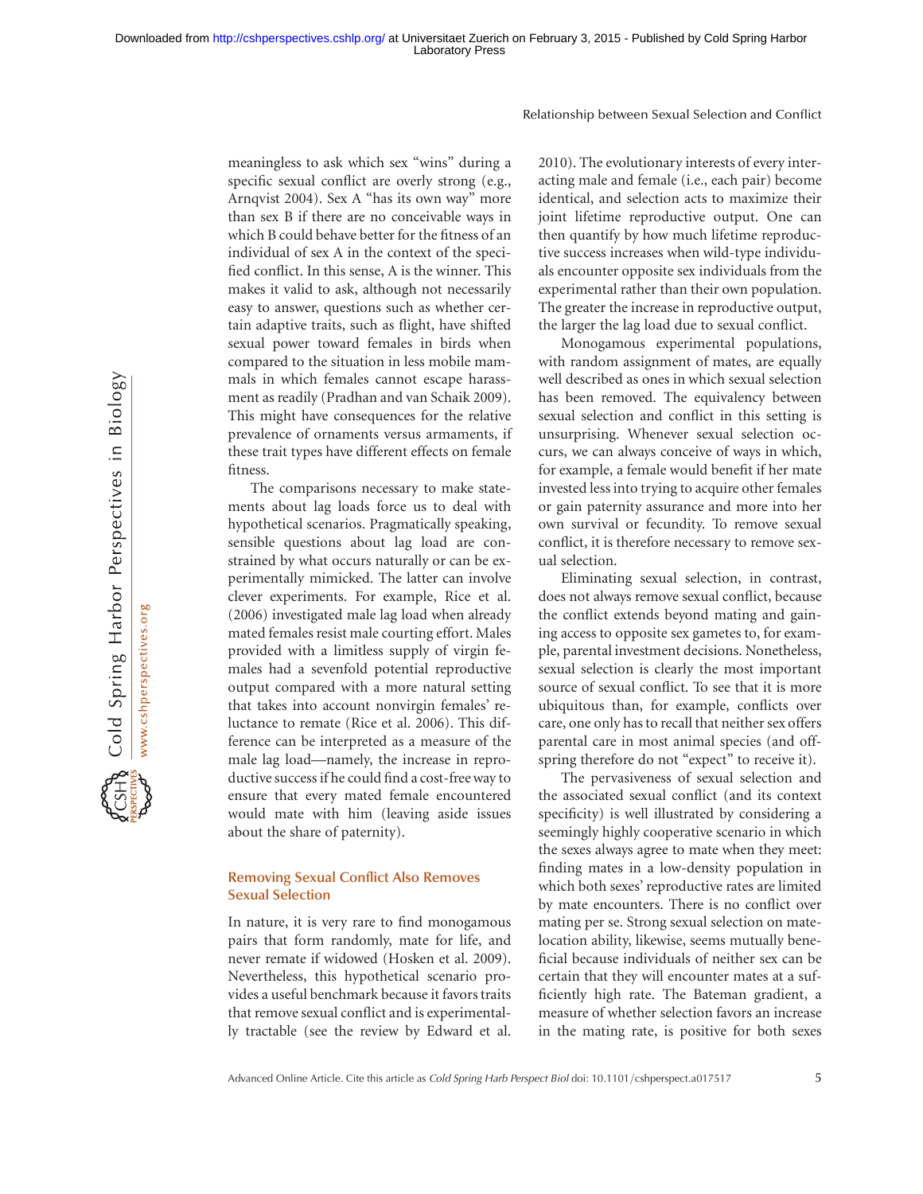meaningless to ask which sex "wins" during a specific sexual conflict are overly strong (e.g., Arnqvist 2004). Sex A "has its own way" more than sex B if there are no conceivable ways in which B could behave better for the fitness of an individual of sex A in the context of the specified conflict. In this sense, A is the winner. This makes it valid to ask, although not necessarily easy to answer, questions such as whether certain adaptive traits, such as flight, have shifted sexual power toward females in birds when compared to the situation in less mobile mammals in which females cannot escape harassment as readily (Pradhan and van Schaik 2009). This might have consequences for the relative prevalence of ornaments versus armaments, if these trait types have different effects on female fitness.

The comparisons necessary to make statements about lag loads force us to deal with hypothetical scenarios. Pragmatically speaking, sensible questions about lag load are constrained by what occurs naturally or can be experimentally mimicked. The latter can involve clever experiments. For example, Rice et al. (2006) investigated male lag load when already mated females resist male courting effort. Males provided with a limitless supply of virgin females had a sevenfold potential reproductive output compared with a more natural setting that takes into account nonvirgin females' reluctance to remate (Rice et al. 2006). This difference can be interpreted as a measure of the male lag load—namely, the increase in reproductive success if he could find a cost-free way to ensure that every mated female encountered would mate with him (leaving aside issues about the share of paternity).

## Removing Sexual Conflict Also Removes Sexual Selection

In nature, it is very rare to find monogamous pairs that form randomly, mate for life, and never remate if widowed (Hosken et al. 2009). Nevertheless, this hypothetical scenario provides a useful benchmark because it favors traits that remove sexual conflict and is experimentally tractable (see the review by Edward et al. 2010). The evolutionary interests of every interacting male and female (i.e., each pair) become identical, and selection acts to maximize their joint lifetime reproductive output. One can then quantify by how much lifetime reproductive success increases when wild-type individuals encounter opposite sex individuals from the experimental rather than their own population. The greater the increase in reproductive output, the larger the lag load due to sexual conflict.

Monogamous experimental populations, with random assignment of mates, are equally well described as ones in which sexual selection has been removed. The equivalency between sexual selection and conflict in this setting is unsurprising. Whenever sexual selection occurs, we can always conceive of ways in which, for example, a female would benefit if her mate invested less into trying to acquire other females or gain paternity assurance and more into her own survival or fecundity. To remove sexual conflict, it is therefore necessary to remove sexual selection.

Eliminating sexual selection, in contrast, does not always remove sexual conflict, because the conflict extends beyond mating and gaining access to opposite sex gametes to, for example, parental investment decisions. Nonetheless, sexual selection is clearly the most important source of sexual conflict. To see that it is more ubiquitous than, for example, conflicts over care, one only has to recall that neither sex offers parental care in most animal species (and offspring therefore do not "expect" to receive it).

The pervasiveness of sexual selection and the associated sexual conflict (and its context specificity) is well illustrated by considering a seemingly highly cooperative scenario in which the sexes always agree to mate when they meet: finding mates in a low-density population in which both sexes' reproductive rates are limited by mate encounters. There is no conflict over mating per se. Strong sexual selection on mate-location ability, likewise, seems mutually beneficial because individuals of neither sex can be certain that they will encounter mates at a sufficiently high rate. The Bateman gradient, a measure of whether selection favors an increase in the mating rate, is positive for both sexes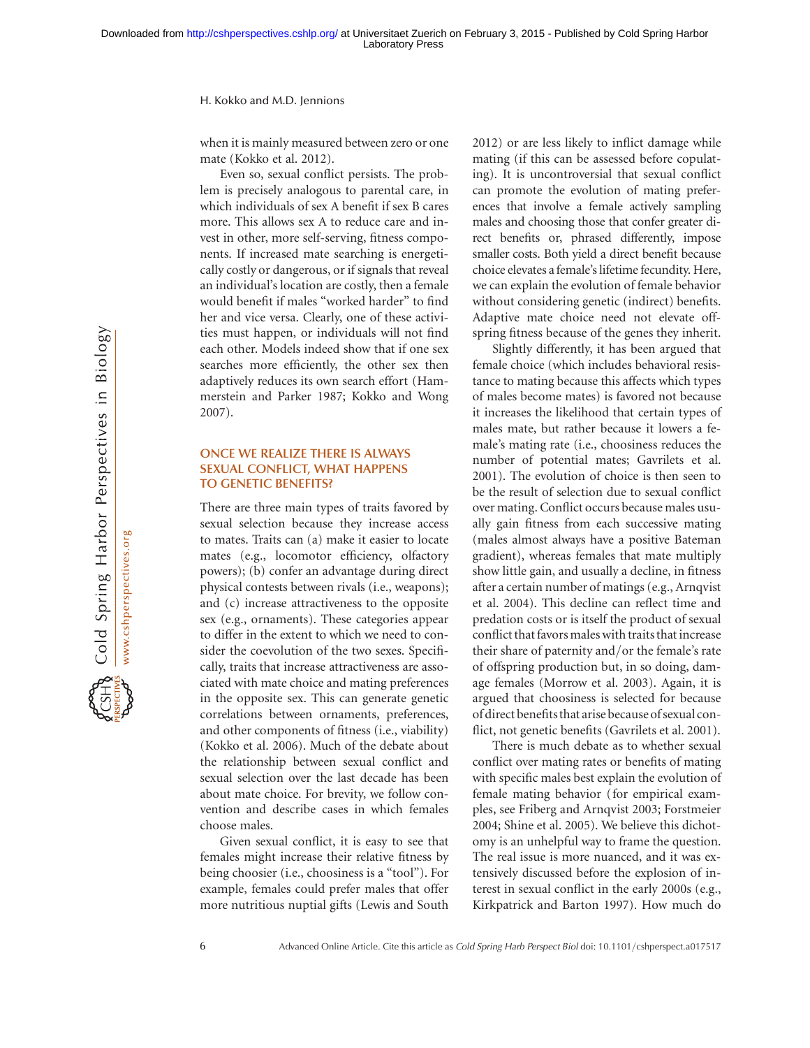when it is mainly measured between zero or one mate (Kokko et al. 2012).

Even so, sexual conflict persists. The problem is precisely analogous to parental care, in which individuals of sex A benefit if sex B cares more. This allows sex A to reduce care and invest in other, more self-serving, fitness components. If increased mate searching is energetically costly or dangerous, or if signals that reveal an individual's location are costly, then a female would benefit if males "worked harder" to find her and vice versa. Clearly, one of these activities must happen, or individuals will not find each other. Models indeed show that if one sex searches more efficiently, the other sex then adaptively reduces its own search effort (Hammerstein and Parker 1987; Kokko and Wong 2007).

## ONCE WE REALIZE THERE IS ALWAYS SEXUAL CONFLICT, WHAT HAPPENS TO GENETIC BENEFITS?

There are three main types of traits favored by sexual selection because they increase access to mates. Traits can (a) make it easier to locate mates (e.g., locomotor efficiency, olfactory powers); (b) confer an advantage during direct physical contests between rivals (i.e., weapons); and (c) increase attractiveness to the opposite sex (e.g., ornaments). These categories appear to differ in the extent to which we need to consider the coevolution of the two sexes. Specifically, traits that increase attractiveness are associated with mate choice and mating preferences in the opposite sex. This can generate genetic correlations between ornaments, preferences, and other components of fitness (i.e., viability) (Kokko et al. 2006). Much of the debate about the relationship between sexual conflict and sexual selection over the last decade has been about mate choice. For brevity, we follow convention and describe cases in which females choose males.

Given sexual conflict, it is easy to see that females might increase their relative fitness by being choosier (i.e., choosiness is a "tool"). For example, females could prefer males that offer more nutritious nuptial gifts (Lewis and South 2012) or are less likely to inflict damage while mating (if this can be assessed before copulating). It is uncontroversial that sexual conflict can promote the evolution of mating preferences that involve a female actively sampling males and choosing those that confer greater direct benefits or, phrased differently, impose smaller costs. Both yield a direct benefit because choice elevates a female's lifetime fecundity. Here, we can explain the evolution of female behavior without considering genetic (indirect) benefits. Adaptive mate choice need not elevate offspring fitness because of the genes they inherit.

Slightly differently, it has been argued that female choice (which includes behavioral resistance to mating because this affects which types of males become mates) is favored not because it increases the likelihood that certain types of males mate, but rather because it lowers a female's mating rate (i.e., choosiness reduces the number of potential mates; Gavrilets et al. 2001). The evolution of choice is then seen to be the result of selection due to sexual conflict over mating. Conflict occurs because males usually gain fitness from each successive mating (males almost always have a positive Bateman gradient), whereas females that mate multiply show little gain, and usually a decline, in fitness after a certain number of matings (e.g., Arnqvist et al. 2004). This decline can reflect time and predation costs or is itself the product of sexual conflict that favors males with traits that increase their share of paternity and/or the female's rate of offspring production but, in so doing, damage females (Morrow et al. 2003). Again, it is argued that choosiness is selected for because of direct benefits that arise because of sexual conflict, not genetic benefits (Gavrilets et al. 2001).

There is much debate as to whether sexual conflict over mating rates or benefits of mating with specific males best explain the evolution of female mating behavior (for empirical examples, see Friberg and Arnqvist 2003; Forstmeier 2004; Shine et al. 2005). We believe this dichotomy is an unhelpful way to frame the question. The real issue is more nuanced, and it was extensively discussed before the explosion of interest in sexual conflict in the early 2000s (e.g., Kirkpatrick and Barton 1997). How much do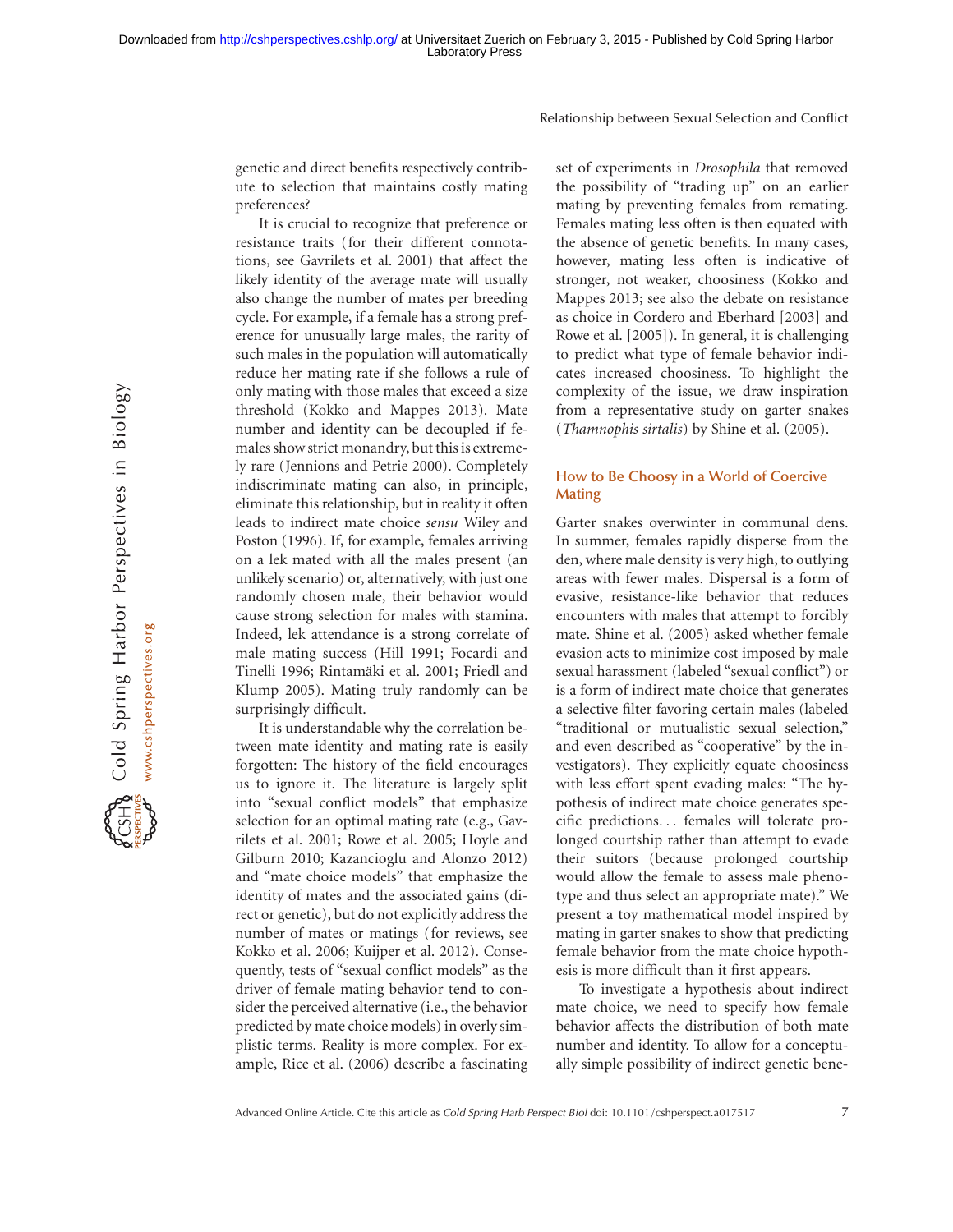genetic and direct benefits respectively contribute to selection that maintains costly mating preferences?

It is crucial to recognize that preference or resistance traits (for their different connotations, see Gavrilets et al. 2001) that affect the likely identity of the average mate will usually also change the number of mates per breeding cycle. For example, if a female has a strong preference for unusually large males, the rarity of such males in the population will automatically reduce her mating rate if she follows a rule of only mating with those males that exceed a size threshold (Kokko and Mappes 2013). Mate number and identity can be decoupled if females show strict monandry, but this is extremely rare (Jennions and Petrie 2000). Completely indiscriminate mating can also, in principle, eliminate this relationship, but in reality it often leads to indirect mate choice *sensu* Wiley and Poston (1996). If, for example, females arriving on a lek mated with all the males present (an unlikely scenario) or, alternatively, with just one randomly chosen male, their behavior would cause strong selection for males with stamina. Indeed, lek attendance is a strong correlate of male mating success (Hill 1991; Focardi and Tinelli 1996; Rintamäki et al. 2001; Friedl and Klump 2005). Mating truly randomly can be surprisingly difficult.

It is understandable why the correlation between mate identity and mating rate is easily forgotten: The history of the field encourages us to ignore it. The literature is largely split into "sexual conflict models" that emphasize selection for an optimal mating rate (e.g., Gavrilets et al. 2001; Rowe et al. 2005; Hoyle and Gilburn 2010; Kazancioglu and Alonzo 2012) and "mate choice models" that emphasize the identity of mates and the associated gains (direct or genetic), but do not explicitly address the number of mates or matings (for reviews, see Kokko et al. 2006; Kuijper et al. 2012). Consequently, tests of "sexual conflict models" as the driver of female mating behavior tend to consider the perceived alternative (i.e., the behavior predicted by mate choice models) in overly simplistic terms. Reality is more complex. For example, Rice et al. (2006) describe a fascinating set of experiments in *Drosophila* that removed the possibility of "trading up" on an earlier mating by preventing females from remating. Females mating less often is then equated with the absence of genetic benefits. In many cases, however, mating less often is indicative of stronger, not weaker, choosiness (Kokko and Mappes 2013; see also the debate on resistance as choice in Cordero and Eberhard [2003] and Rowe et al. [2005]). In general, it is challenging to predict what type of female behavior indicates increased choosiness. To highlight the complexity of the issue, we draw inspiration from a representative study on garter snakes (*Thamnophis sirtalis*) by Shine et al. (2005).

### How to Be Choosy in a World of Coercive Mating

Garter snakes overwinter in communal dens. In summer, females rapidly disperse from the den, where male density is very high, to outlying areas with fewer males. Dispersal is a form of evasive, resistance-like behavior that reduces encounters with males that attempt to forcibly mate. Shine et al. (2005) asked whether female evasion acts to minimize cost imposed by male sexual harassment (labeled "sexual conflict") or is a form of indirect mate choice that generates a selective filter favoring certain males (labeled "traditional or mutualistic sexual selection," and even described as "cooperative" by the investigators). They explicitly equate choosiness with less effort spent evading males: "The hypothesis of indirect mate choice generates specific predictions... females will tolerate prolonged courtship rather than attempt to evade their suitors (because prolonged courtship would allow the female to assess male phenotype and thus select an appropriate mate)." We present a toy mathematical model inspired by mating in garter snakes to show that predicting female behavior from the mate choice hypothesis is more difficult than it first appears.

To investigate a hypothesis about indirect mate choice, we need to specify how female behavior affects the distribution of both mate number and identity. To allow for a conceptually simple possibility of indirect genetic bene-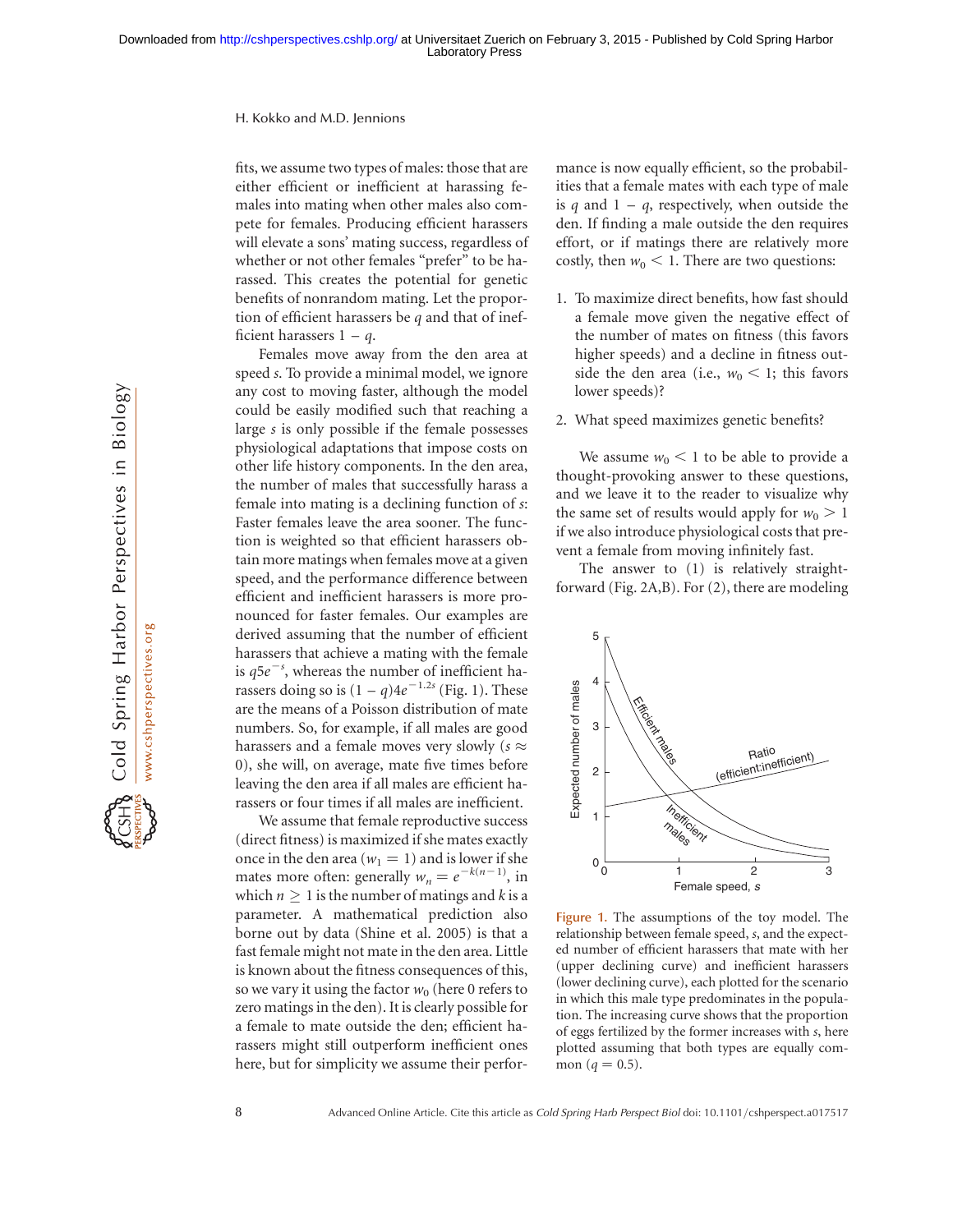fits, we assume two types of males: those that are either efficient or inefficient at harassing females into mating when other males also compete for females. Producing efficient harassers will elevate a sons' mating success, regardless of whether or not other females "prefer" to be harassed. This creates the potential for genetic benefits of nonrandom mating. Let the proportion of efficient harassers be $q$ and that of inefficient harassers $1 - q$.

Females move away from the den area at speed $s$. To provide a minimal model, we ignore any cost to moving faster, although the model could be easily modified such that reaching a large $s$ is only possible if the female possesses physiological adaptations that impose costs on other life history components. In the den area, the number of males that successfully harass a female into mating is a declining function of $s$: Faster females leave the area sooner. The function is weighted so that efficient harassers obtain more matings when females move at a given speed, and the performance difference between efficient and inefficient harassers is more pronounced for faster females. Our examples are derived assuming that the number of efficient harassers that achieve a mating with the female is $q5e^{-s}$, whereas the number of inefficient harassers doing so is $(1 - q)4e^{-1.2s}$ (Fig. 1). These are the means of a Poisson distribution of mate numbers. So, for example, if all males are good harassers and a female moves very slowly ($s \approx 0$), she will, on average, mate five times before leaving the den area if all males are efficient harassers or four times if all males are inefficient.

We assume that female reproductive success (direct fitness) is maximized if she mates exactly once in the den area ($w_1 = 1$) and is lower if she mates more often: generally $w_n = e^{-k(n-1)}$, in which $n \geq 1$ is the number of matings and $k$ is a parameter. A mathematical prediction also borne out by data (Shine et al. 2005) is that a fast female might not mate in the den area. Little is known about the fitness consequences of this, so we vary it using the factor $w_0$ (here 0 refers to zero matings in the den). It is clearly possible for a female to mate outside the den; efficient harassers might still outperform inefficient ones here, but for simplicity we assume their performance is now equally efficient, so the probabilities that a female mates with each type of male is $q$ and $1 - q$, respectively, when outside the den. If finding a male outside the den requires effort, or if matings there are relatively more costly, then $w_0 < 1$. There are two questions:

1. To maximize direct benefits, how fast should a female move given the negative effect of the number of mates on fitness (this favors higher speeds) and a decline in fitness outside the den area (i.e., $w_0 < 1$; this favors lower speeds)?
2. What speed maximizes genetic benefits?

We assume $w_0 < 1$ to be able to provide a thought-provoking answer to these questions, and we leave it to the reader to visualize why the same set of results would apply for $w_0 > 1$ if we also introduce physiological costs that prevent a female from moving infinitely fast.

The answer to (1) is relatively straightforward (Fig. 2A,B). For (2), there are modeling

**Figure 1.** The assumptions of the toy model. The relationship between female speed, $s$, and the expected number of efficient harassers that mate with her (upper declining curve) and inefficient harassers (lower declining curve), each plotted for the scenario in which this male type predominates in the population. The increasing curve shows that the proportion of eggs fertilized by the former increases with $s$, here plotted assuming that both types are equally common ($q = 0.5$).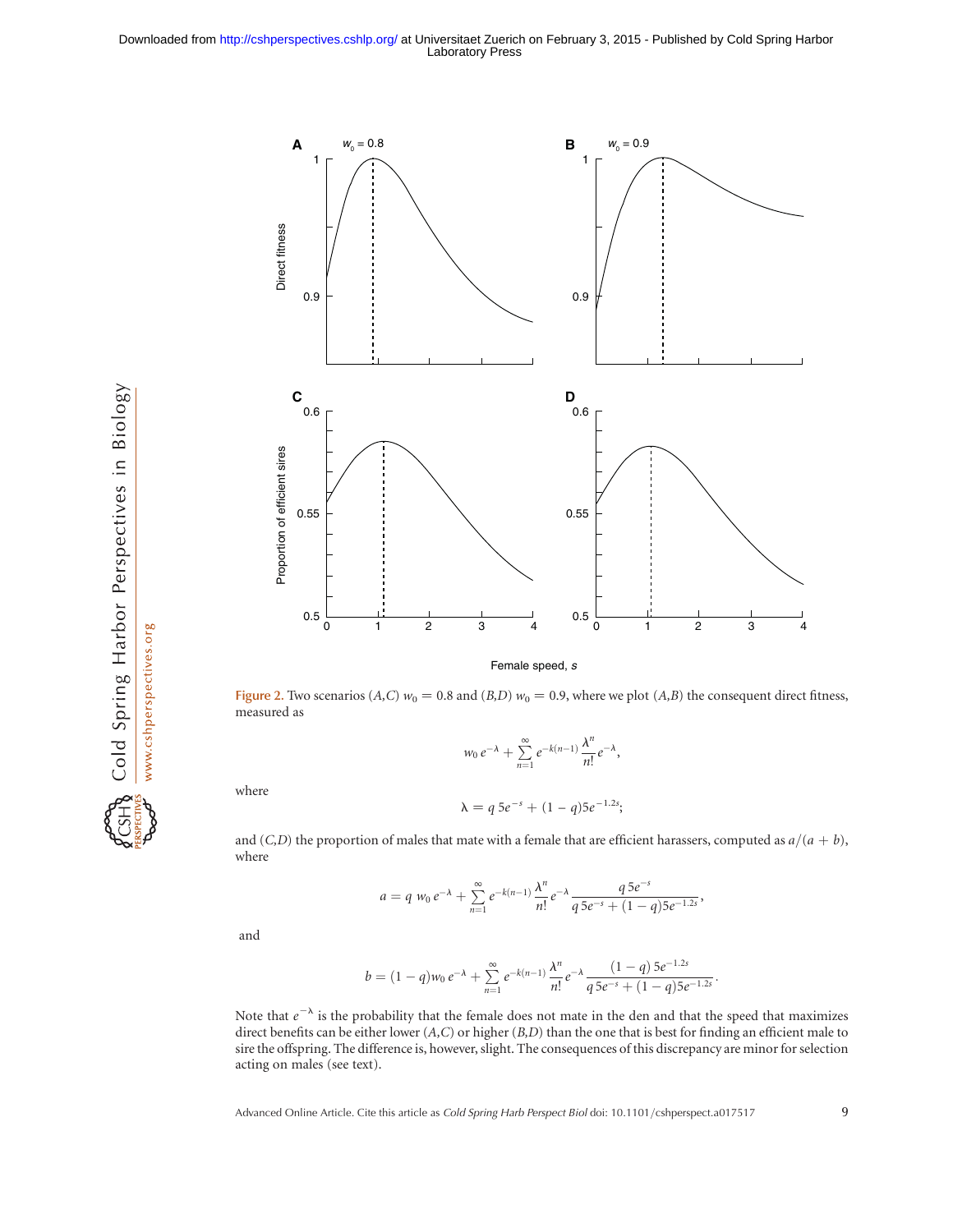**Figure 2.** Two scenarios (*A,C*) $w_0 = 0.8$ and (*B,D*) $w_0 = 0.9$, where we plot (*A,B*) the consequent direct fitness, measured as

$$w_0\, e^{-\lambda} + \sum_{n=1}^{\infty} e^{-k(n-1)} \frac{\lambda^n}{n!} e^{-\lambda},$$

where

$$\lambda = q\, 5e^{-s} + (1-q)5e^{-1.2s};$$

and (*C,D*) the proportion of males that mate with a female that are efficient harassers, computed as $a/(a+b)$, where

$$a = q\; w_0\, e^{-\lambda} + \sum_{n=1}^{\infty} e^{-k(n-1)} \frac{\lambda^n}{n!} e^{-\lambda} \frac{q\, 5e^{-s}}{q\, 5e^{-s} + (1-q)5e^{-1.2s}},$$

and

$$b = (1-q)w_0\, e^{-\lambda} + \sum_{n=1}^{\infty} e^{-k(n-1)} \frac{\lambda^n}{n!} e^{-\lambda} \frac{(1-q)\, 5e^{-1.2s}}{q\, 5e^{-s} + (1-q)5e^{-1.2s}}.$$

Note that $e^{-\lambda}$ is the probability that the female does not mate in the den and that the speed that maximizes direct benefits can be either lower (*A,C*) or higher (*B,D*) than the one that is best for finding an efficient male to sire the offspring. The difference is, however, slight. The consequences of this discrepancy are minor for selection acting on males (see text).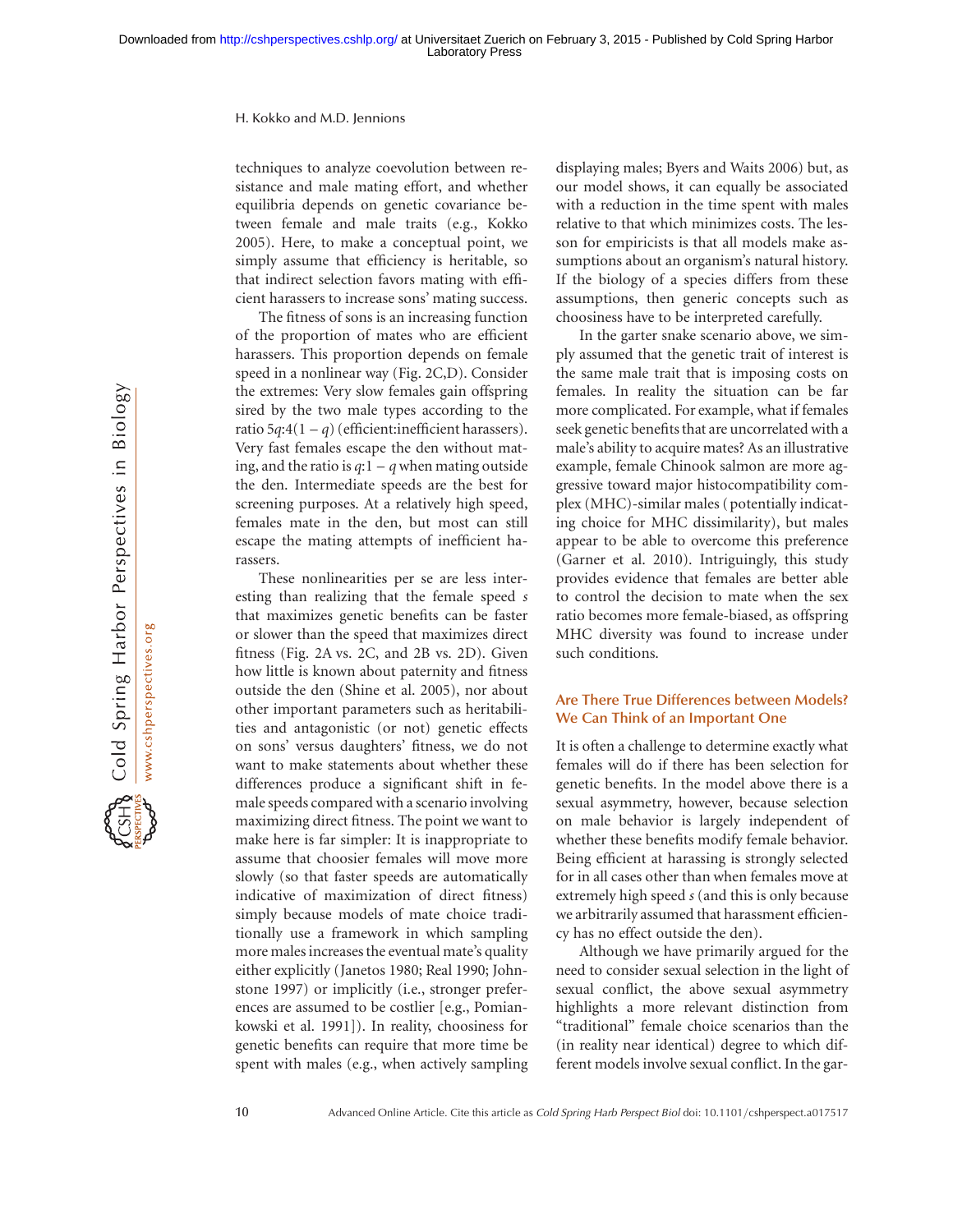techniques to analyze coevolution between resistance and male mating effort, and whether equilibria depends on genetic covariance between female and male traits (e.g., Kokko 2005). Here, to make a conceptual point, we simply assume that efficiency is heritable, so that indirect selection favors mating with efficient harassers to increase sons' mating success.

The fitness of sons is an increasing function of the proportion of mates who are efficient harassers. This proportion depends on female speed in a nonlinear way (Fig. 2C,D). Consider the extremes: Very slow females gain offspring sired by the two male types according to the ratio $5q{:}4(1-q)$ (efficient:inefficient harassers). Very fast females escape the den without mating, and the ratio is $q{:}1-q$ when mating outside the den. Intermediate speeds are the best for screening purposes. At a relatively high speed, females mate in the den, but most can still escape the mating attempts of inefficient harassers.

These nonlinearities per se are less interesting than realizing that the female speed $s$ that maximizes genetic benefits can be faster or slower than the speed that maximizes direct fitness (Fig. 2A vs. 2C, and 2B vs. 2D). Given how little is known about paternity and fitness outside the den (Shine et al. 2005), nor about other important parameters such as heritabilities and antagonistic (or not) genetic effects on sons' versus daughters' fitness, we do not want to make statements about whether these differences produce a significant shift in female speeds compared with a scenario involving maximizing direct fitness. The point we want to make here is far simpler: It is inappropriate to assume that choosier females will move more slowly (so that faster speeds are automatically indicative of maximization of direct fitness) simply because models of mate choice traditionally use a framework in which sampling more males increases the eventual mate's quality either explicitly (Janetos 1980; Real 1990; Johnstone 1997) or implicitly (i.e., stronger preferences are assumed to be costlier [e.g., Pomiankowski et al. 1991]). In reality, choosiness for genetic benefits can require that more time be spent with males (e.g., when actively sampling displaying males; Byers and Waits 2006) but, as our model shows, it can equally be associated with a reduction in the time spent with males relative to that which minimizes costs. The lesson for empiricists is that all models make assumptions about an organism's natural history. If the biology of a species differs from these assumptions, then generic concepts such as choosiness have to be interpreted carefully.

In the garter snake scenario above, we simply assumed that the genetic trait of interest is the same male trait that is imposing costs on females. In reality the situation can be far more complicated. For example, what if females seek genetic benefits that are uncorrelated with a male's ability to acquire mates? As an illustrative example, female Chinook salmon are more aggressive toward major histocompatibility complex (MHC)-similar males (potentially indicating choice for MHC dissimilarity), but males appear to be able to overcome this preference (Garner et al. 2010). Intriguingly, this study provides evidence that females are better able to control the decision to mate when the sex ratio becomes more female-biased, as offspring MHC diversity was found to increase under such conditions.

## Are There True Differences between Models? We Can Think of an Important One

It is often a challenge to determine exactly what females will do if there has been selection for genetic benefits. In the model above there is a sexual asymmetry, however, because selection on male behavior is largely independent of whether these benefits modify female behavior. Being efficient at harassing is strongly selected for in all cases other than when females move at extremely high speed $s$ (and this is only because we arbitrarily assumed that harassment efficiency has no effect outside the den).

Although we have primarily argued for the need to consider sexual selection in the light of sexual conflict, the above sexual asymmetry highlights a more relevant distinction from "traditional" female choice scenarios than the (in reality near identical) degree to which different models involve sexual conflict. In the gar-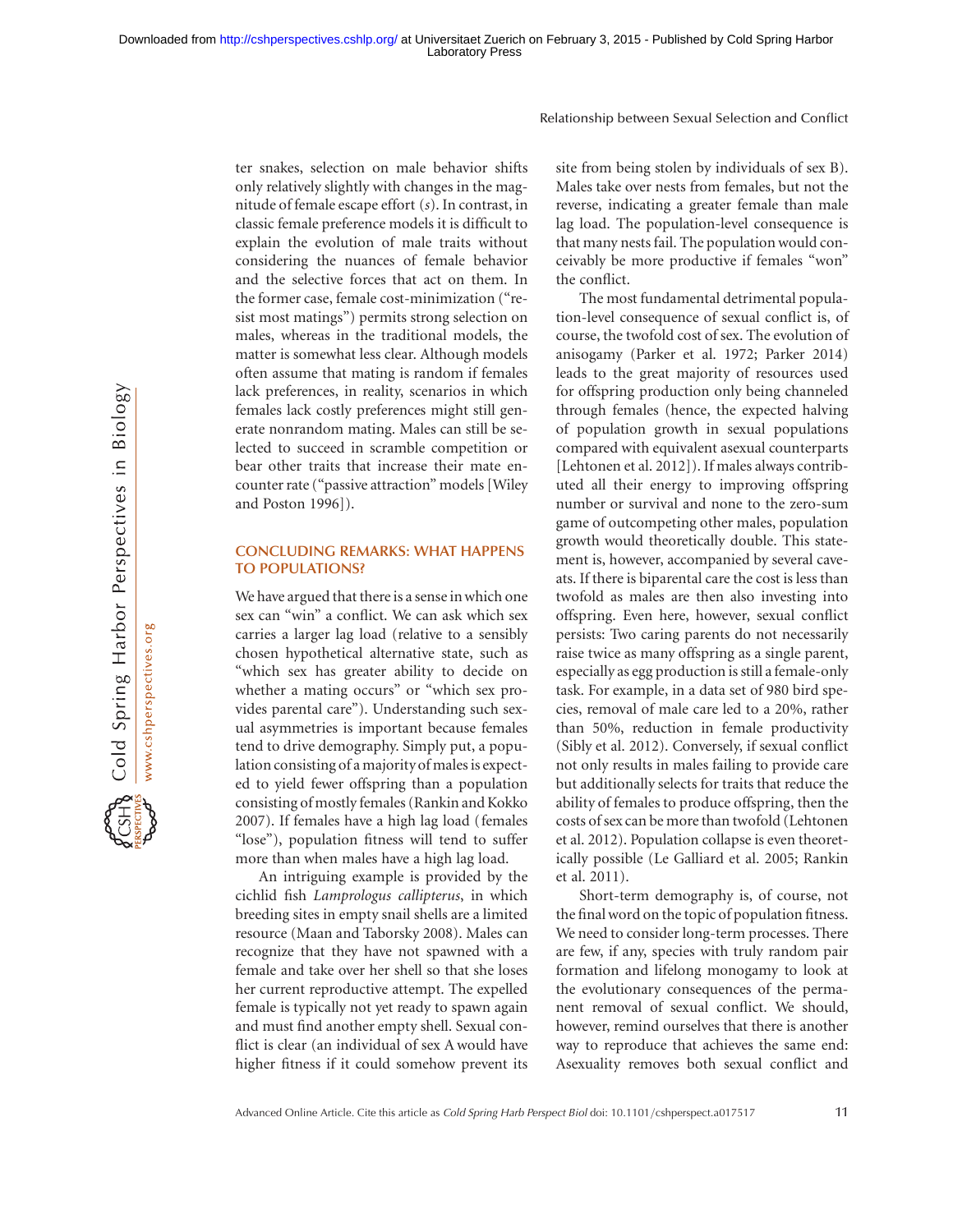ter snakes, selection on male behavior shifts only relatively slightly with changes in the magnitude of female escape effort ($s$). In contrast, in classic female preference models it is difficult to explain the evolution of male traits without considering the nuances of female behavior and the selective forces that act on them. In the former case, female cost-minimization ("resist most matings") permits strong selection on males, whereas in the traditional models, the matter is somewhat less clear. Although models often assume that mating is random if females lack preferences, in reality, scenarios in which females lack costly preferences might still generate nonrandom mating. Males can still be selected to succeed in scramble competition or bear other traits that increase their mate encounter rate ("passive attraction" models [Wiley and Poston 1996]).

## CONCLUDING REMARKS: WHAT HAPPENS TO POPULATIONS?

We have argued that there is a sense in which one sex can "win" a conflict. We can ask which sex carries a larger lag load (relative to a sensibly chosen hypothetical alternative state, such as "which sex has greater ability to decide on whether a mating occurs" or "which sex provides parental care"). Understanding such sexual asymmetries is important because females tend to drive demography. Simply put, a population consisting of a majority of males is expected to yield fewer offspring than a population consisting of mostly females (Rankin and Kokko 2007). If females have a high lag load (females "lose"), population fitness will tend to suffer more than when males have a high lag load.

An intriguing example is provided by the cichlid fish *Lamprologus callipterus*, in which breeding sites in empty snail shells are a limited resource (Maan and Taborsky 2008). Males can recognize that they have not spawned with a female and take over her shell so that she loses her current reproductive attempt. The expelled female is typically not yet ready to spawn again and must find another empty shell. Sexual conflict is clear (an individual of sex A would have higher fitness if it could somehow prevent its site from being stolen by individuals of sex B). Males take over nests from females, but not the reverse, indicating a greater female than male lag load. The population-level consequence is that many nests fail. The population would conceivably be more productive if females "won" the conflict.

The most fundamental detrimental population-level consequence of sexual conflict is, of course, the twofold cost of sex. The evolution of anisogamy (Parker et al. 1972; Parker 2014) leads to the great majority of resources used for offspring production only being channeled through females (hence, the expected halving of population growth in sexual populations compared with equivalent asexual counterparts [Lehtonen et al. 2012]). If males always contributed all their energy to improving offspring number or survival and none to the zero-sum game of outcompeting other males, population growth would theoretically double. This statement is, however, accompanied by several caveats. If there is biparental care the cost is less than twofold as males are then also investing into offspring. Even here, however, sexual conflict persists: Two caring parents do not necessarily raise twice as many offspring as a single parent, especially as egg production is still a female-only task. For example, in a data set of 980 bird species, removal of male care led to a 20%, rather than 50%, reduction in female productivity (Sibly et al. 2012). Conversely, if sexual conflict not only results in males failing to provide care but additionally selects for traits that reduce the ability of females to produce offspring, then the costs of sex can be more than twofold (Lehtonen et al. 2012). Population collapse is even theoretically possible (Le Galliard et al. 2005; Rankin et al. 2011).

Short-term demography is, of course, not the final word on the topic of population fitness. We need to consider long-term processes. There are few, if any, species with truly random pair formation and lifelong monogamy to look at the evolutionary consequences of the permanent removal of sexual conflict. We should, however, remind ourselves that there is another way to reproduce that achieves the same end: Asexuality removes both sexual conflict and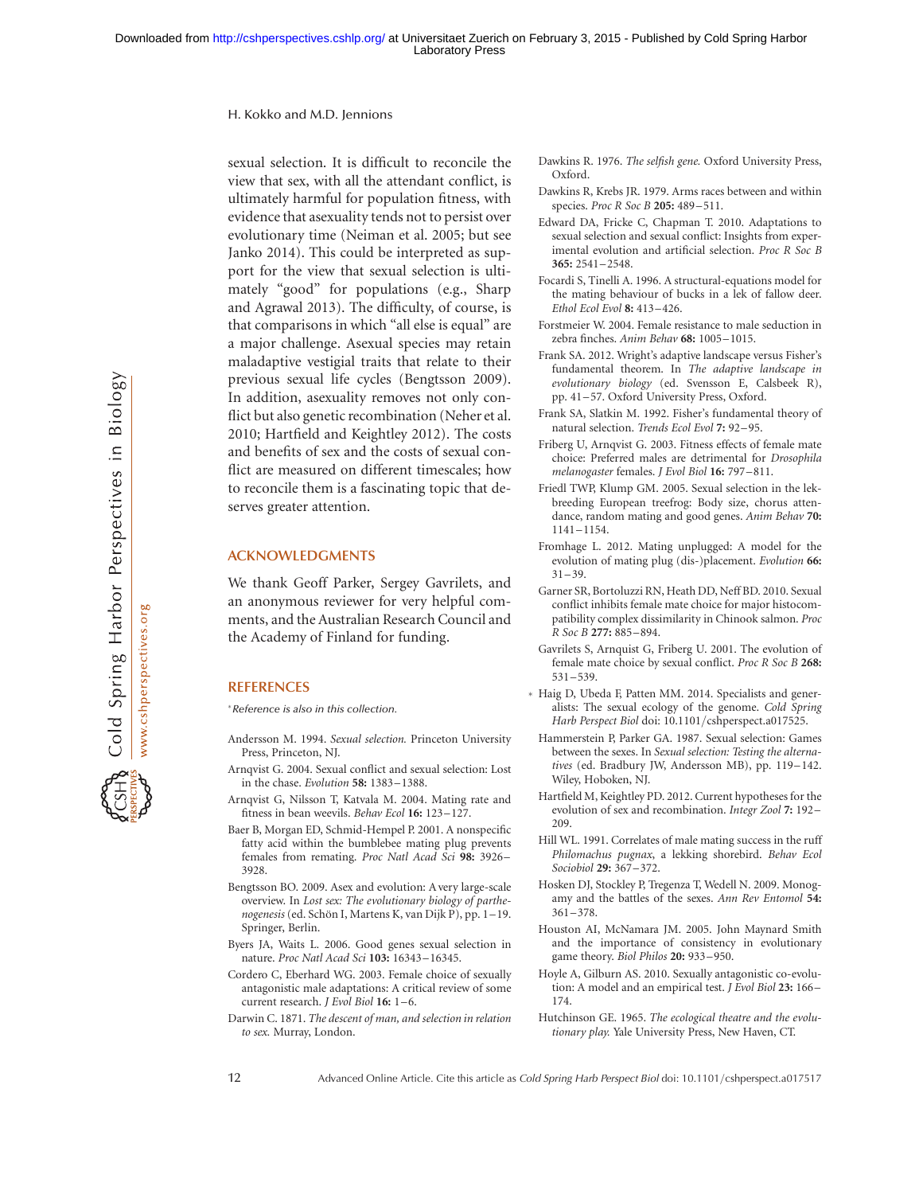sexual selection. It is difficult to reconcile the view that sex, with all the attendant conflict, is ultimately harmful for population fitness, with evidence that asexuality tends not to persist over evolutionary time (Neiman et al. 2005; but see Janko 2014). This could be interpreted as support for the view that sexual selection is ultimately "good" for populations (e.g., Sharp and Agrawal 2013). The difficulty, of course, is that comparisons in which "all else is equal" are a major challenge. Asexual species may retain maladaptive vestigial traits that relate to their previous sexual life cycles (Bengtsson 2009). In addition, asexuality removes not only conflict but also genetic recombination (Neher et al. 2010; Hartfield and Keightley 2012). The costs and benefits of sex and the costs of sexual conflict are measured on different timescales; how to reconcile them is a fascinating topic that deserves greater attention.

## ACKNOWLEDGMENTS

We thank Geoff Parker, Sergey Gavrilets, and an anonymous reviewer for very helpful comments, and the Australian Research Council and the Academy of Finland for funding.

## REFERENCES

*Reference is also in this collection.*

Andersson M. 1994. *Sexual selection.* Princeton University Press, Princeton, NJ.

Arnqvist G. 2004. Sexual conflict and sexual selection: Lost in the chase. *Evolution* **58:** 1383–1388.

Arnqvist G, Nilsson T, Katvala M. 2004. Mating rate and fitness in bean weevils. *Behav Ecol* **16:** 123–127.

Baer B, Morgan ED, Schmid-Hempel P. 2001. A nonspecific fatty acid within the bumblebee mating plug prevents females from remating. *Proc Natl Acad Sci* **98:** 3926–3928.

Bengtsson BO. 2009. Asex and evolution: A very large-scale overview. In *Lost sex: The evolutionary biology of parthenogenesis* (ed. Schön I, Martens K, van Dijk P), pp. 1–19. Springer, Berlin.

Byers JA, Waits L. 2006. Good genes sexual selection in nature. *Proc Natl Acad Sci* **103:** 16343–16345.

Cordero C, Eberhard WG. 2003. Female choice of sexually antagonistic male adaptations: A critical review of some current research. *J Evol Biol* **16:** 1–6.

Darwin C. 1871. *The descent of man, and selection in relation to sex.* Murray, London.

Dawkins R. 1976. *The selfish gene.* Oxford University Press, Oxford.

Dawkins R, Krebs JR. 1979. Arms races between and within species. *Proc R Soc B* **205:** 489–511.

Edward DA, Fricke C, Chapman T. 2010. Adaptations to sexual selection and sexual conflict: Insights from experimental evolution and artificial selection. *Proc R Soc B* **365:** 2541–2548.

Focardi S, Tinelli A. 1996. A structural-equations model for the mating behaviour of bucks in a lek of fallow deer. *Ethol Ecol Evol* **8:** 413–426.

Forstmeier W. 2004. Female resistance to male seduction in zebra finches. *Anim Behav* **68:** 1005–1015.

Frank SA. 2012. Wright's adaptive landscape versus Fisher's fundamental theorem. In *The adaptive landscape in evolutionary biology* (ed. Svensson E, Calsbeek R), pp. 41–57. Oxford University Press, Oxford.

Frank SA, Slatkin M. 1992. Fisher's fundamental theory of natural selection. *Trends Ecol Evol* **7:** 92–95.

Friberg U, Arnqvist G. 2003. Fitness effects of female mate choice: Preferred males are detrimental for *Drosophila melanogaster* females. *J Evol Biol* **16:** 797–811.

Friedl TWP, Klump GM. 2005. Sexual selection in the lek-breeding European treefrog: Body size, chorus attendance, random mating and good genes. *Anim Behav* **70:** 1141–1154.

Fromhage L. 2012. Mating unplugged: A model for the evolution of mating plug (dis-)placement. *Evolution* **66:** 31–39.

Garner SR, Bortoluzzi RN, Heath DD, Neff BD. 2010. Sexual conflict inhibits female mate choice for major histocompatibility complex dissimilarity in Chinook salmon. *Proc R Soc B* **277:** 885–894.

Gavrilets S, Arnquist G, Friberg U. 2001. The evolution of female mate choice by sexual conflict. *Proc R Soc B* **268:** 531–539.

* Haig D, Ubeda F, Patten MM. 2014. Specialists and generalists: The sexual ecology of the genome. *Cold Spring Harb Perspect Biol* doi: 10.1101/cshperspect.a017525.

Hammerstein P, Parker GA. 1987. Sexual selection: Games between the sexes. In *Sexual selection: Testing the alternatives* (ed. Bradbury JW, Andersson MB), pp. 119–142. Wiley, Hoboken, NJ.

Hartfield M, Keightley PD. 2012. Current hypotheses for the evolution of sex and recombination. *Integr Zool* **7:** 192–209.

Hill WL. 1991. Correlates of male mating success in the ruff *Philomachus pugnax*, a lekking shorebird. *Behav Ecol Sociobiol* **29:** 367–372.

Hosken DJ, Stockley P, Tregenza T, Wedell N. 2009. Monogamy and the battles of the sexes. *Ann Rev Entomol* **54:** 361–378.

Houston AI, McNamara JM. 2005. John Maynard Smith and the importance of consistency in evolutionary game theory. *Biol Philos* **20:** 933–950.

Hoyle A, Gilburn AS. 2010. Sexually antagonistic co-evolution: A model and an empirical test. *J Evol Biol* **23:** 166–174.

Hutchinson GE. 1965. *The ecological theatre and the evolutionary play.* Yale University Press, New Haven, CT.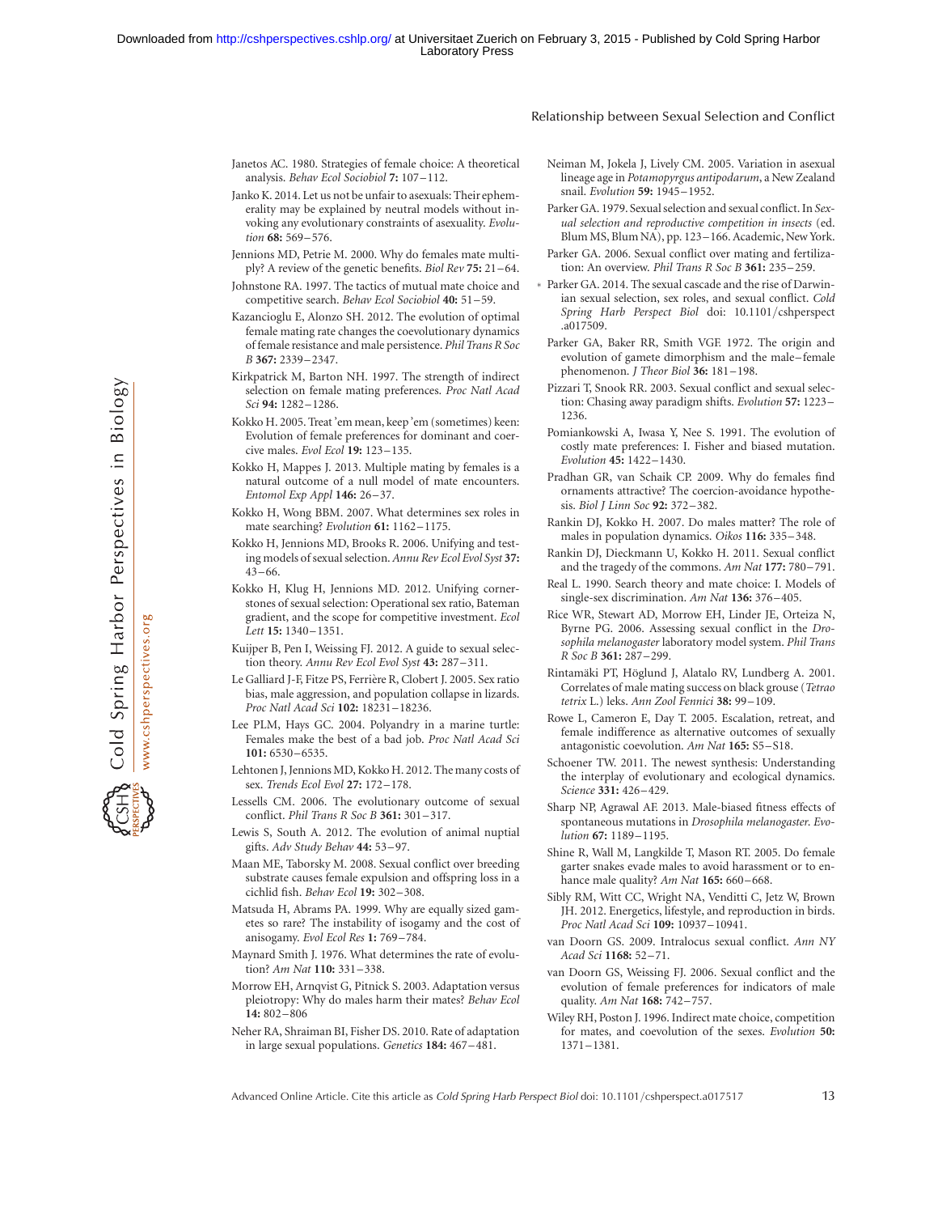Janetos AC. 1980. Strategies of female choice: A theoretical analysis. *Behav Ecol Sociobiol* **7:** 107–112.

Janko K. 2014. Let us not be unfair to asexuals: Their ephemerality may be explained by neutral models without invoking any evolutionary constraints of asexuality. *Evolution* **68:** 569–576.

Jennions MD, Petrie M. 2000. Why do females mate multiply? A review of the genetic benefits. *Biol Rev* **75:** 21–64.

Johnstone RA. 1997. The tactics of mutual mate choice and competitive search. *Behav Ecol Sociobiol* **40:** 51–59.

Kazancioglu E, Alonzo SH. 2012. The evolution of optimal female mating rate changes the coevolutionary dynamics of female resistance and male persistence. *Phil Trans R Soc B* **367:** 2339–2347.

Kirkpatrick M, Barton NH. 1997. The strength of indirect selection on female mating preferences. *Proc Natl Acad Sci* **94:** 1282–1286.

Kokko H. 2005. Treat 'em mean, keep 'em (sometimes) keen: Evolution of female preferences for dominant and coercive males. *Evol Ecol* **19:** 123–135.

Kokko H, Mappes J. 2013. Multiple mating by females is a natural outcome of a null model of mate encounters. *Entomol Exp Appl* **146:** 26–37.

Kokko H, Wong BBM. 2007. What determines sex roles in mate searching? *Evolution* **61:** 1162–1175.

Kokko H, Jennions MD, Brooks R. 2006. Unifying and testing models of sexual selection. *Annu Rev Ecol Evol Syst* **37:** 43–66.

Kokko H, Klug H, Jennions MD. 2012. Unifying cornerstones of sexual selection: Operational sex ratio, Bateman gradient, and the scope for competitive investment. *Ecol Lett* **15:** 1340–1351.

Kuijper B, Pen I, Weissing FJ. 2012. A guide to sexual selection theory. *Annu Rev Ecol Evol Syst* **43:** 287–311.

Le Galliard J-F, Fitze PS, Ferrière R, Clobert J. 2005. Sex ratio bias, male aggression, and population collapse in lizards. *Proc Natl Acad Sci* **102:** 18231–18236.

Lee PLM, Hays GC. 2004. Polyandry in a marine turtle: Females make the best of a bad job. *Proc Natl Acad Sci* **101:** 6530–6535.

Lehtonen J, Jennions MD, Kokko H. 2012. The many costs of sex. *Trends Ecol Evol* **27:** 172–178.

Lessells CM. 2006. The evolutionary outcome of sexual conflict. *Phil Trans R Soc B* **361:** 301–317.

Lewis S, South A. 2012. The evolution of animal nuptial gifts. *Adv Study Behav* **44:** 53–97.

Maan ME, Taborsky M. 2008. Sexual conflict over breeding substrate causes female expulsion and offspring loss in a cichlid fish. *Behav Ecol* **19:** 302–308.

Matsuda H, Abrams PA. 1999. Why are equally sized gametes so rare? The instability of isogamy and the cost of anisogamy. *Evol Ecol Res* **1:** 769–784.

Maynard Smith J. 1976. What determines the rate of evolution? *Am Nat* **110:** 331–338.

Morrow EH, Arnqvist G, Pitnick S. 2003. Adaptation versus pleiotropy: Why do males harm their mates? *Behav Ecol* **14:** 802–806

Neher RA, Shraiman BI, Fisher DS. 2010. Rate of adaptation in large sexual populations. *Genetics* **184:** 467–481.

Neiman M, Jokela J, Lively CM. 2005. Variation in asexual lineage age in *Potamopyrgus antipodarum*, a New Zealand snail. *Evolution* **59:** 1945–1952.

Parker GA. 1979. Sexual selection and sexual conflict. In *Sexual selection and reproductive competition in insects* (ed. Blum MS, Blum NA), pp. 123–166. Academic, New York.

Parker GA. 2006. Sexual conflict over mating and fertilization: An overview. *Phil Trans R Soc B* **361:** 235–259.

\* Parker GA. 2014. The sexual cascade and the rise of Darwinian sexual selection, sex roles, and sexual conflict. *Cold Spring Harb Perspect Biol* doi: 10.1101/cshperspect.a017509.

Parker GA, Baker RR, Smith VGF. 1972. The origin and evolution of gamete dimorphism and the male–female phenomenon. *J Theor Biol* **36:** 181–198.

Pizzari T, Snook RR. 2003. Sexual conflict and sexual selection: Chasing away paradigm shifts. *Evolution* **57:** 1223–1236.

Pomiankowski A, Iwasa Y, Nee S. 1991. The evolution of costly mate preferences: I. Fisher and biased mutation. *Evolution* **45:** 1422–1430.

Pradhan GR, van Schaik CP. 2009. Why do females find ornaments attractive? The coercion-avoidance hypothesis. *Biol J Linn Soc* **92:** 372–382.

Rankin DJ, Kokko H. 2007. Do males matter? The role of males in population dynamics. *Oikos* **116:** 335–348.

Rankin DJ, Dieckmann U, Kokko H. 2011. Sexual conflict and the tragedy of the commons. *Am Nat* **177:** 780–791.

Real L. 1990. Search theory and mate choice: I. Models of single-sex discrimination. *Am Nat* **136:** 376–405.

Rice WR, Stewart AD, Morrow EH, Linder JE, Orteiza N, Byrne PG. 2006. Assessing sexual conflict in the *Drosophila melanogaster* laboratory model system. *Phil Trans R Soc B* **361:** 287–299.

Rintamäki PT, Höglund J, Alatalo RV, Lundberg A. 2001. Correlates of male mating success on black grouse (*Tetrao tetrix* L.) leks. *Ann Zool Fennici* **38:** 99–109.

Rowe L, Cameron E, Day T. 2005. Escalation, retreat, and female indifference as alternative outcomes of sexually antagonistic coevolution. *Am Nat* **165:** S5–S18.

Schoener TW. 2011. The newest synthesis: Understanding the interplay of evolutionary and ecological dynamics. *Science* **331:** 426–429.

Sharp NP, Agrawal AF. 2013. Male-biased fitness effects of spontaneous mutations in *Drosophila melanogaster*. *Evolution* **67:** 1189–1195.

Shine R, Wall M, Langkilde T, Mason RT. 2005. Do female garter snakes evade males to avoid harassment or to enhance male quality? *Am Nat* **165:** 660–668.

Sibly RM, Witt CC, Wright NA, Venditti C, Jetz W, Brown JH. 2012. Energetics, lifestyle, and reproduction in birds. *Proc Natl Acad Sci* **109:** 10937–10941.

van Doorn GS. 2009. Intralocus sexual conflict. *Ann NY Acad Sci* **1168:** 52–71.

van Doorn GS, Weissing FJ. 2006. Sexual conflict and the evolution of female preferences for indicators of male quality. *Am Nat* **168:** 742–757.

Wiley RH, Poston J. 1996. Indirect mate choice, competition for mates, and coevolution of the sexes. *Evolution* **50:** 1371–1381.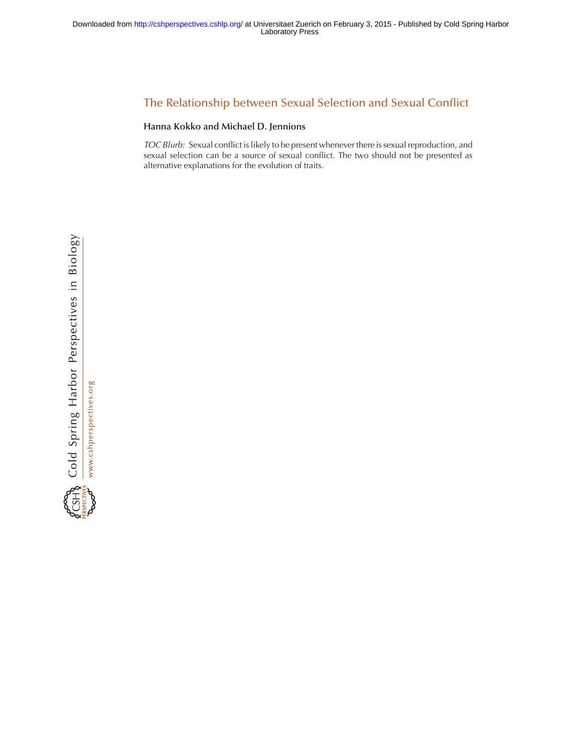# The Relationship between Sexual Selection and Sexual Conflict

**Hanna Kokko and Michael D. Jennions**

*TOC Blurb:* Sexual conflict is likely to be present whenever there is sexual reproduction, and sexual selection can be a source of sexual conflict. The two should not be presented as alternative explanations for the evolution of traits.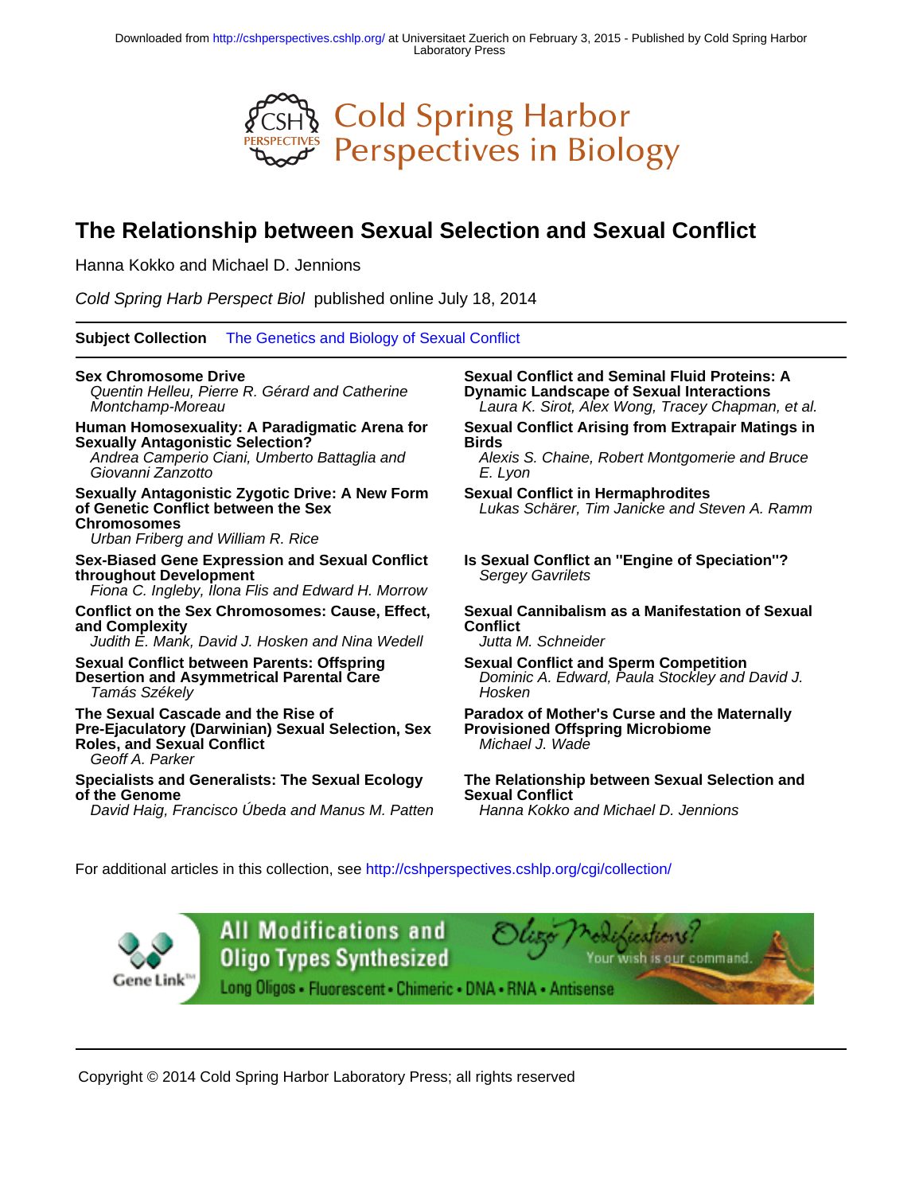Downloaded from http://cshperspectives.cshlp.org/ at Universitaet Zuerich on February 3, 2015 - Published by Cold Spring Harbor Laboratory Press

# The Relationship between Sexual Selection and Sexual Conflict

Hanna Kokko and Michael D. Jennions

*Cold Spring Harb Perspect Biol* published online July 18, 2014

**Subject Collection** The Genetics and Biology of Sexual Conflict

**Sex Chromosome Drive**
*Quentin Helleu, Pierre R. Gérard and Catherine Montchamp-Moreau*

**Human Homosexuality: A Paradigmatic Arena for Sexually Antagonistic Selection?**
*Andrea Camperio Ciani, Umberto Battaglia and Giovanni Zanzotto*

**Sexually Antagonistic Zygotic Drive: A New Form of Genetic Conflict between the Sex Chromosomes**
*Urban Friberg and William R. Rice*

**Sex-Biased Gene Expression and Sexual Conflict throughout Development**
*Fiona C. Ingleby, Ilona Flis and Edward H. Morrow*

**Conflict on the Sex Chromosomes: Cause, Effect, and Complexity**
*Judith E. Mank, David J. Hosken and Nina Wedell*

**Sexual Conflict between Parents: Offspring Desertion and Asymmetrical Parental Care**
*Tamás Székely*

**The Sexual Cascade and the Rise of Pre-Ejaculatory (Darwinian) Sexual Selection, Sex Roles, and Sexual Conflict**
*Geoff A. Parker*

**Specialists and Generalists: The Sexual Ecology of the Genome**
*David Haig, Francisco Úbeda and Manus M. Patten*

**Sexual Conflict and Seminal Fluid Proteins: A Dynamic Landscape of Sexual Interactions**
*Laura K. Sirot, Alex Wong, Tracey Chapman, et al.*

**Sexual Conflict Arising from Extrapair Matings in Birds**
*Alexis S. Chaine, Robert Montgomerie and Bruce E. Lyon*

**Sexual Conflict in Hermaphrodites**
*Lukas Schärer, Tim Janicke and Steven A. Ramm*

**Is Sexual Conflict an "Engine of Speciation"?**
*Sergey Gavrilets*

**Sexual Cannibalism as a Manifestation of Sexual Conflict**
*Jutta M. Schneider*

**Sexual Conflict and Sperm Competition**
*Dominic A. Edward, Paula Stockley and David J. Hosken*

**Paradox of Mother's Curse and the Maternally Provisioned Offspring Microbiome**
*Michael J. Wade*

**The Relationship between Sexual Selection and Sexual Conflict**
*Hanna Kokko and Michael D. Jennions*

For additional articles in this collection, see http://cshperspectives.cshlp.org/cgi/collection/

Copyright © 2014 Cold Spring Harbor Laboratory Press; all rights reserved